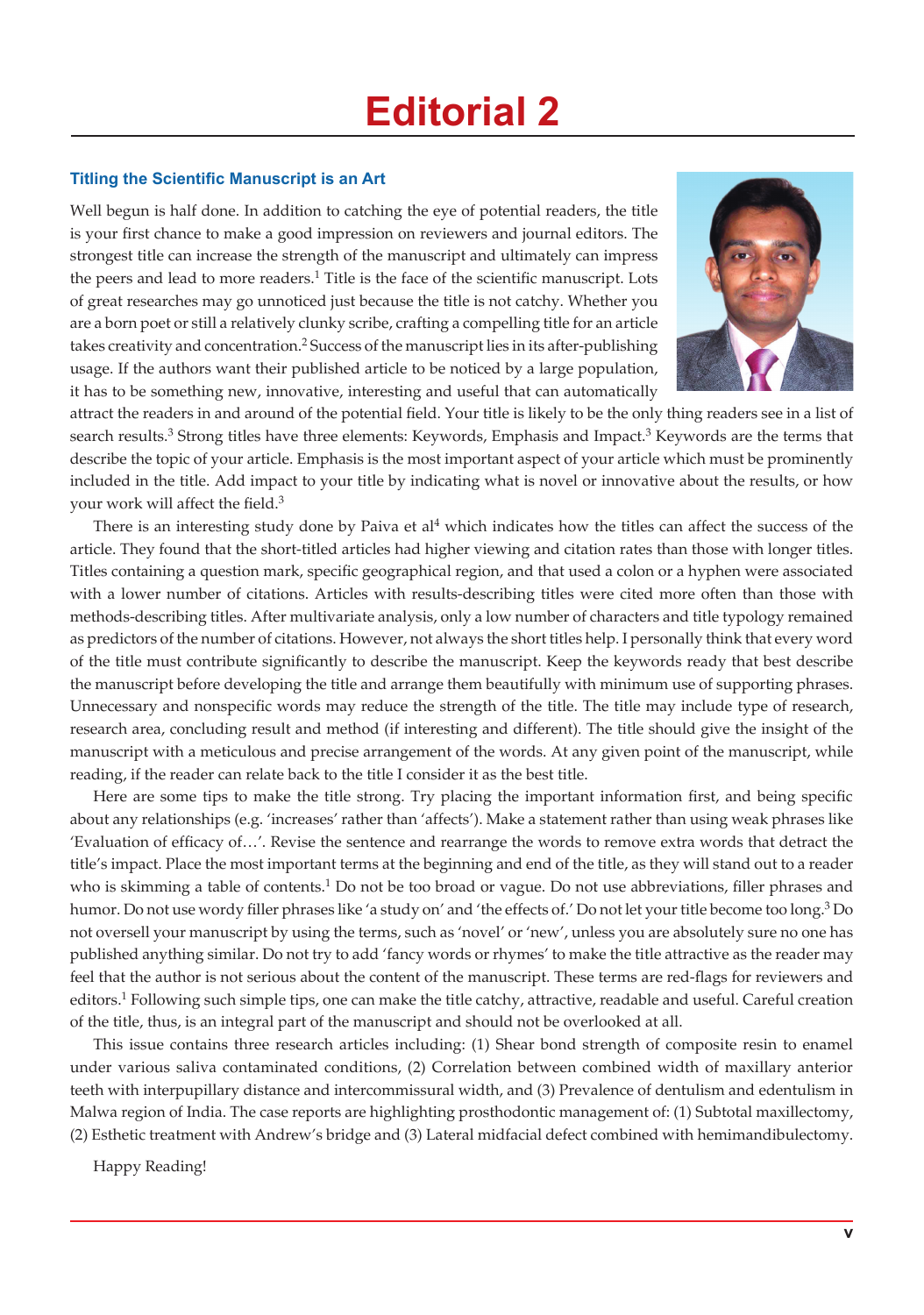# Editorial 2

### Titling the Scientific Manuscript is an Art

Well begun is half done. In addition to catching the eye of potential readers, the title is your first chance to make a good impression on reviewers and journal editors. The strongest title can increase the strength of the manuscript and ultimately can impress the peers and lead to more readers.[1] Title is the face of the scientific manuscript. Lots of great researches may go unnoticed just because the title is not catchy. Whether you are a born poet or still a relatively clunky scribe, crafting a compelling title for an article takes creativity and concentration.[2] Success of the manuscript lies in its after-publishing usage. If the authors want their published article to be noticed by a large population, it has to be something new, innovative, interesting and useful that can automatically attract the readers in and around of the potential field. Your title is likely to be the only thing readers see in a list of search results.[3] Strong titles have three elements: Keywords, Emphasis and Impact.[3] Keywords are the terms that describe the topic of your article. Emphasis is the most important aspect of your article which must be prominently included in the title. Add impact to your title by indicating what is novel or innovative about the results, or how your work will affect the field.[3]

There is an interesting study done by Paiva et al[4] which indicates how the titles can affect the success of the article. They found that the short-titled articles had higher viewing and citation rates than those with longer titles. Titles containing a question mark, specific geographical region, and that used a colon or a hyphen were associated with a lower number of citations. Articles with results-describing titles were cited more often than those with methods-describing titles. After multivariate analysis, only a low number of characters and title typology remained as predictors of the number of citations. However, not always the short titles help. I personally think that every word of the title must contribute significantly to describe the manuscript. Keep the keywords ready that best describe the manuscript before developing the title and arrange them beautifully with minimum use of supporting phrases. Unnecessary and nonspecific words may reduce the strength of the title. The title may include type of research, research area, concluding result and method (if interesting and different). The title should give the insight of the manuscript with a meticulous and precise arrangement of the words. At any given point of the manuscript, while reading, if the reader can relate back to the title I consider it as the best title.

Here are some tips to make the title strong. Try placing the important information first, and being specific about any relationships (e.g. 'increases' rather than 'affects'). Make a statement rather than using weak phrases like 'Evaluation of efficacy of…'. Revise the sentence and rearrange the words to remove extra words that detract the title's impact. Place the most important terms at the beginning and end of the title, as they will stand out to a reader who is skimming a table of contents.[1] Do not be too broad or vague. Do not use abbreviations, filler phrases and humor. Do not use wordy filler phrases like 'a study on' and 'the effects of.' Do not let your title become too long.[3] Do not oversell your manuscript by using the terms, such as 'novel' or 'new', unless you are absolutely sure no one has published anything similar. Do not try to add 'fancy words or rhymes' to make the title attractive as the reader may feel that the author is not serious about the content of the manuscript. These terms are red-flags for reviewers and editors.[1] Following such simple tips, one can make the title catchy, attractive, readable and useful. Careful creation of the title, thus, is an integral part of the manuscript and should not be overlooked at all.

This issue contains three research articles including: (1) Shear bond strength of composite resin to enamel under various saliva contaminated conditions, (2) Correlation between combined width of maxillary anterior teeth with interpupillary distance and intercommissural width, and (3) Prevalence of dentulism and edentulism in Malwa region of India. The case reports are highlighting prosthodontic management of: (1) Subtotal maxillectomy, (2) Esthetic treatment with Andrew's bridge and (3) Lateral midfacial defect combined with hemimandibulectomy.

Happy Reading!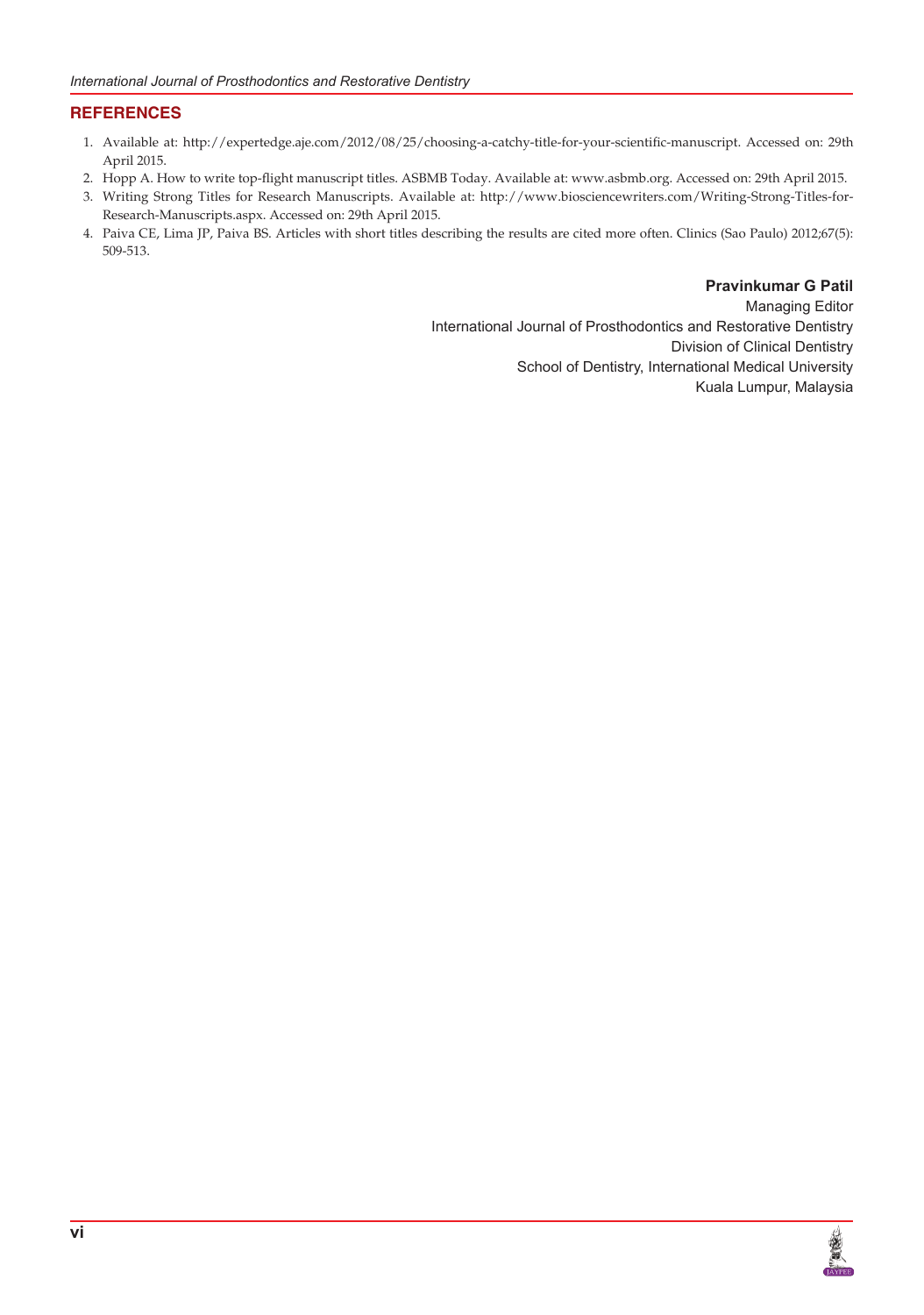## REFERENCES

1. Available at: http://expertedge.aje.com/2012/08/25/choosing-a-catchy-title-for-your-scientific-manuscript. Accessed on: 29th April 2015.
2. Hopp A. How to write top-flight manuscript titles. ASBMB Today. Available at: www.asbmb.org. Accessed on: 29th April 2015.
3. Writing Strong Titles for Research Manuscripts. Available at: http://www.biosciencewriters.com/Writing-Strong-Titles-for-Research-Manuscripts.aspx. Accessed on: 29th April 2015.
4. Paiva CE, Lima JP, Paiva BS. Articles with short titles describing the results are cited more often. Clinics (Sao Paulo) 2012;67(5): 509-513.

**Pravinkumar G Patil**
Managing Editor
International Journal of Prosthodontics and Restorative Dentistry
Division of Clinical Dentistry
School of Dentistry, International Medical University
Kuala Lumpur, Malaysia